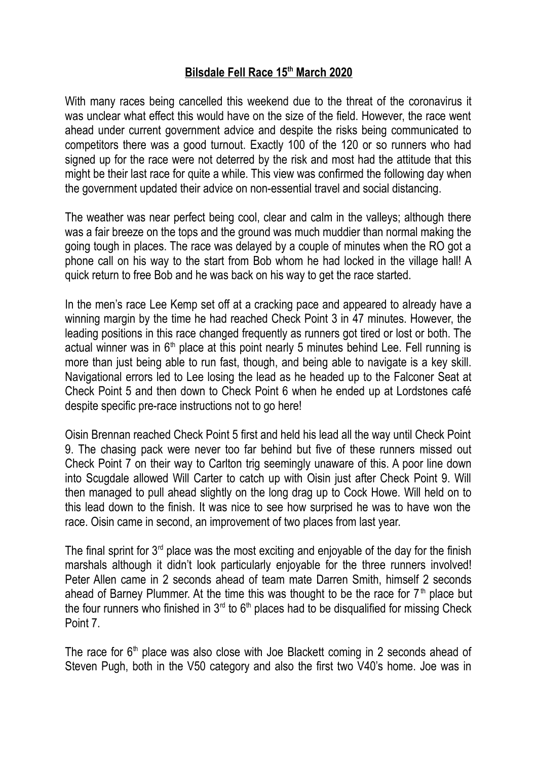# Bilsdale Fell Race 15th March 2020

With many races being cancelled this weekend due to the threat of the coronavirus it was unclear what effect this would have on the size of the field. However, the race went ahead under current government advice and despite the risks being communicated to competitors there was a good turnout. Exactly 100 of the 120 or so runners who had signed up for the race were not deterred by the risk and most had the attitude that this might be their last race for quite a while. This view was confirmed the following day when the government updated their advice on non-essential travel and social distancing.

The weather was near perfect being cool, clear and calm in the valleys; although there was a fair breeze on the tops and the ground was much muddier than normal making the going tough in places. The race was delayed by a couple of minutes when the RO got a phone call on his way to the start from Bob whom he had locked in the village hall! A quick return to free Bob and he was back on his way to get the race started.

In the men's race Lee Kemp set off at a cracking pace and appeared to already have a winning margin by the time he had reached Check Point 3 in 47 minutes. However, the leading positions in this race changed frequently as runners got tired or lost or both. The actual winner was in 6th place at this point nearly 5 minutes behind Lee. Fell running is more than just being able to run fast, though, and being able to navigate is a key skill. Navigational errors led to Lee losing the lead as he headed up to the Falconer Seat at Check Point 5 and then down to Check Point 6 when he ended up at Lordstones café despite specific pre-race instructions not to go here!

Oisin Brennan reached Check Point 5 first and held his lead all the way until Check Point 9. The chasing pack were never too far behind but five of these runners missed out Check Point 7 on their way to Carlton trig seemingly unaware of this. A poor line down into Scugdale allowed Will Carter to catch up with Oisin just after Check Point 9. Will then managed to pull ahead slightly on the long drag up to Cock Howe. Will held on to this lead down to the finish. It was nice to see how surprised he was to have won the race. Oisin came in second, an improvement of two places from last year.

The final sprint for 3rd place was the most exciting and enjoyable of the day for the finish marshals although it didn't look particularly enjoyable for the three runners involved! Peter Allen came in 2 seconds ahead of team mate Darren Smith, himself 2 seconds ahead of Barney Plummer. At the time this was thought to be the race for 7th place but the four runners who finished in 3rd to 6th places had to be disqualified for missing Check Point 7.

The race for 6th place was also close with Joe Blackett coming in 2 seconds ahead of Steven Pugh, both in the V50 category and also the first two V40's home. Joe was in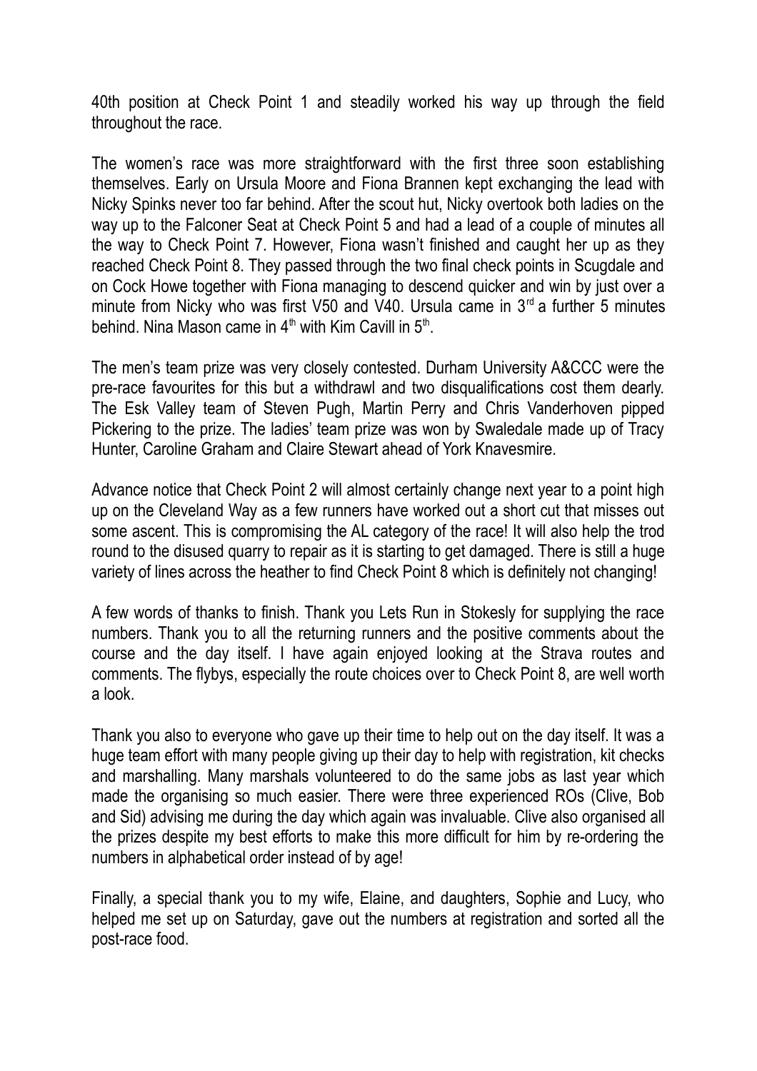40th position at Check Point 1 and steadily worked his way up through the field throughout the race.

The women's race was more straightforward with the first three soon establishing themselves. Early on Ursula Moore and Fiona Brannen kept exchanging the lead with Nicky Spinks never too far behind. After the scout hut, Nicky overtook both ladies on the way up to the Falconer Seat at Check Point 5 and had a lead of a couple of minutes all the way to Check Point 7. However, Fiona wasn't finished and caught her up as they reached Check Point 8. They passed through the two final check points in Scugdale and on Cock Howe together with Fiona managing to descend quicker and win by just over a minute from Nicky who was first V50 and V40. Ursula came in 3rd a further 5 minutes behind. Nina Mason came in 4th with Kim Cavill in 5th.

The men's team prize was very closely contested. Durham University A&CCC were the pre-race favourites for this but a withdrawl and two disqualifications cost them dearly. The Esk Valley team of Steven Pugh, Martin Perry and Chris Vanderhoven pipped Pickering to the prize. The ladies' team prize was won by Swaledale made up of Tracy Hunter, Caroline Graham and Claire Stewart ahead of York Knavesmire.

Advance notice that Check Point 2 will almost certainly change next year to a point high up on the Cleveland Way as a few runners have worked out a short cut that misses out some ascent. This is compromising the AL category of the race! It will also help the trod round to the disused quarry to repair as it is starting to get damaged. There is still a huge variety of lines across the heather to find Check Point 8 which is definitely not changing!

A few words of thanks to finish. Thank you Lets Run in Stokesly for supplying the race numbers. Thank you to all the returning runners and the positive comments about the course and the day itself. I have again enjoyed looking at the Strava routes and comments. The flybys, especially the route choices over to Check Point 8, are well worth a look.

Thank you also to everyone who gave up their time to help out on the day itself. It was a huge team effort with many people giving up their day to help with registration, kit checks and marshalling. Many marshals volunteered to do the same jobs as last year which made the organising so much easier. There were three experienced ROs (Clive, Bob and Sid) advising me during the day which again was invaluable. Clive also organised all the prizes despite my best efforts to make this more difficult for him by re-ordering the numbers in alphabetical order instead of by age!

Finally, a special thank you to my wife, Elaine, and daughters, Sophie and Lucy, who helped me set up on Saturday, gave out the numbers at registration and sorted all the post-race food.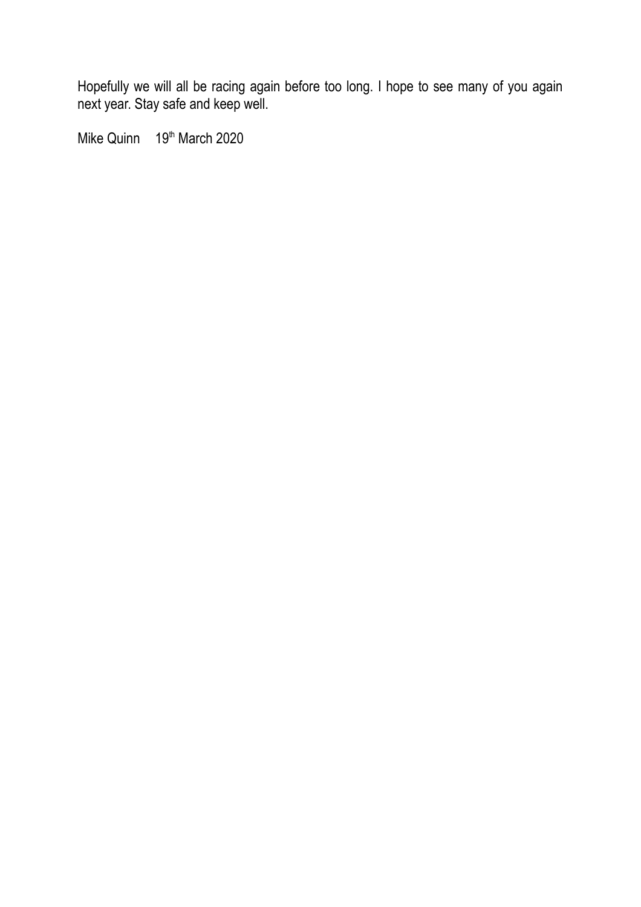Hopefully we will all be racing again before too long. I hope to see many of you again next year. Stay safe and keep well.

Mike Quinn 19th March 2020